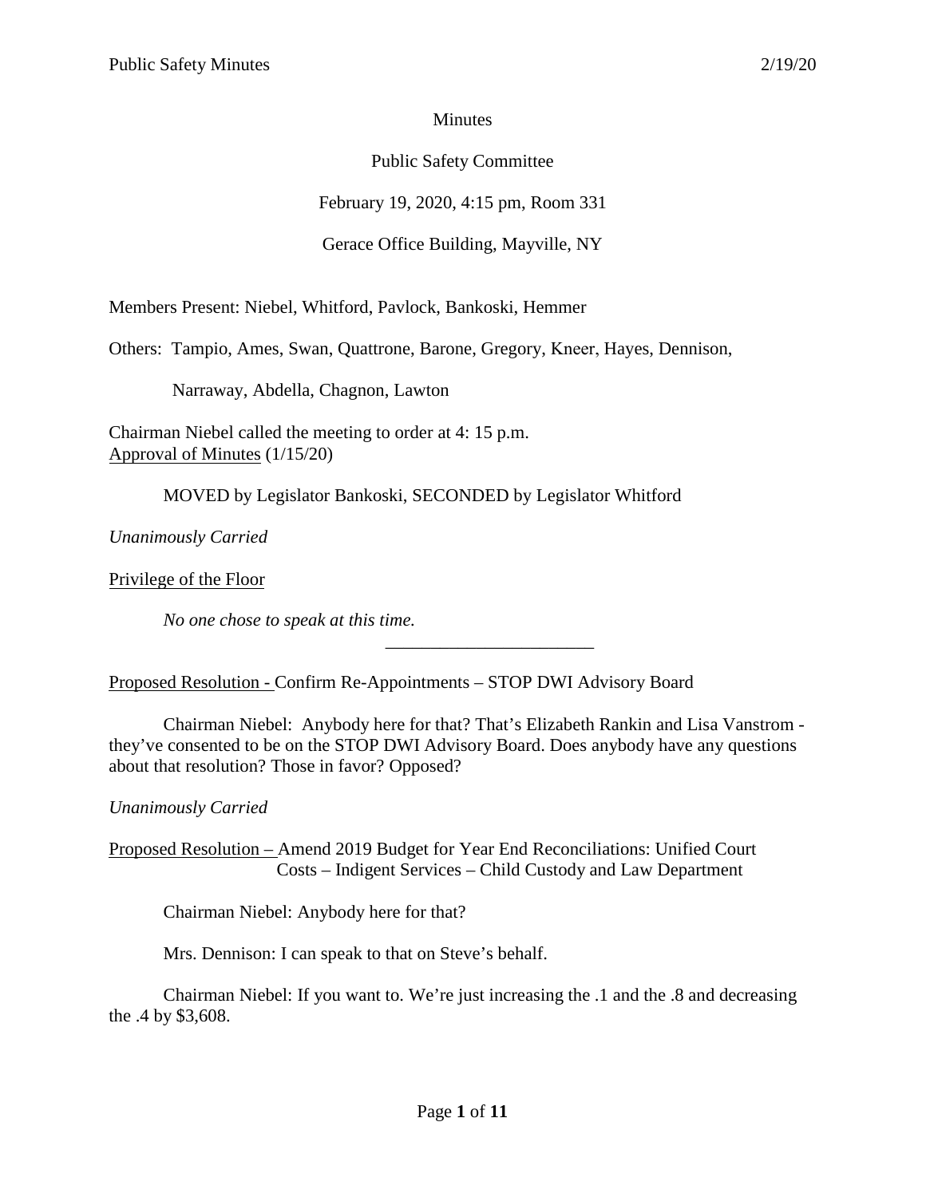Minutes

Public Safety Committee

February 19, 2020, 4:15 pm, Room 331

Gerace Office Building, Mayville, NY

Members Present: Niebel, Whitford, Pavlock, Bankoski, Hemmer

Others: Tampio, Ames, Swan, Quattrone, Barone, Gregory, Kneer, Hayes, Dennison, Narraway, Abdella, Chagnon, Lawton

Chairman Niebel called the meeting to order at 4: 15 p.m.

Approval of Minutes (1/15/20)

MOVED by Legislator Bankoski, SECONDED by Legislator Whitford

*Unanimously Carried*

Privilege of the Floor

*No one chose to speak at this time.*

---

Proposed Resolution - Confirm Re-Appointments – STOP DWI Advisory Board

Chairman Niebel: Anybody here for that? That's Elizabeth Rankin and Lisa Vanstrom - they've consented to be on the STOP DWI Advisory Board. Does anybody have any questions about that resolution? Those in favor? Opposed?

*Unanimously Carried*

Proposed Resolution – Amend 2019 Budget for Year End Reconciliations: Unified Court Costs – Indigent Services – Child Custody and Law Department

Chairman Niebel: Anybody here for that?

Mrs. Dennison: I can speak to that on Steve's behalf.

Chairman Niebel: If you want to. We're just increasing the .1 and the .8 and decreasing the .4 by $3,608.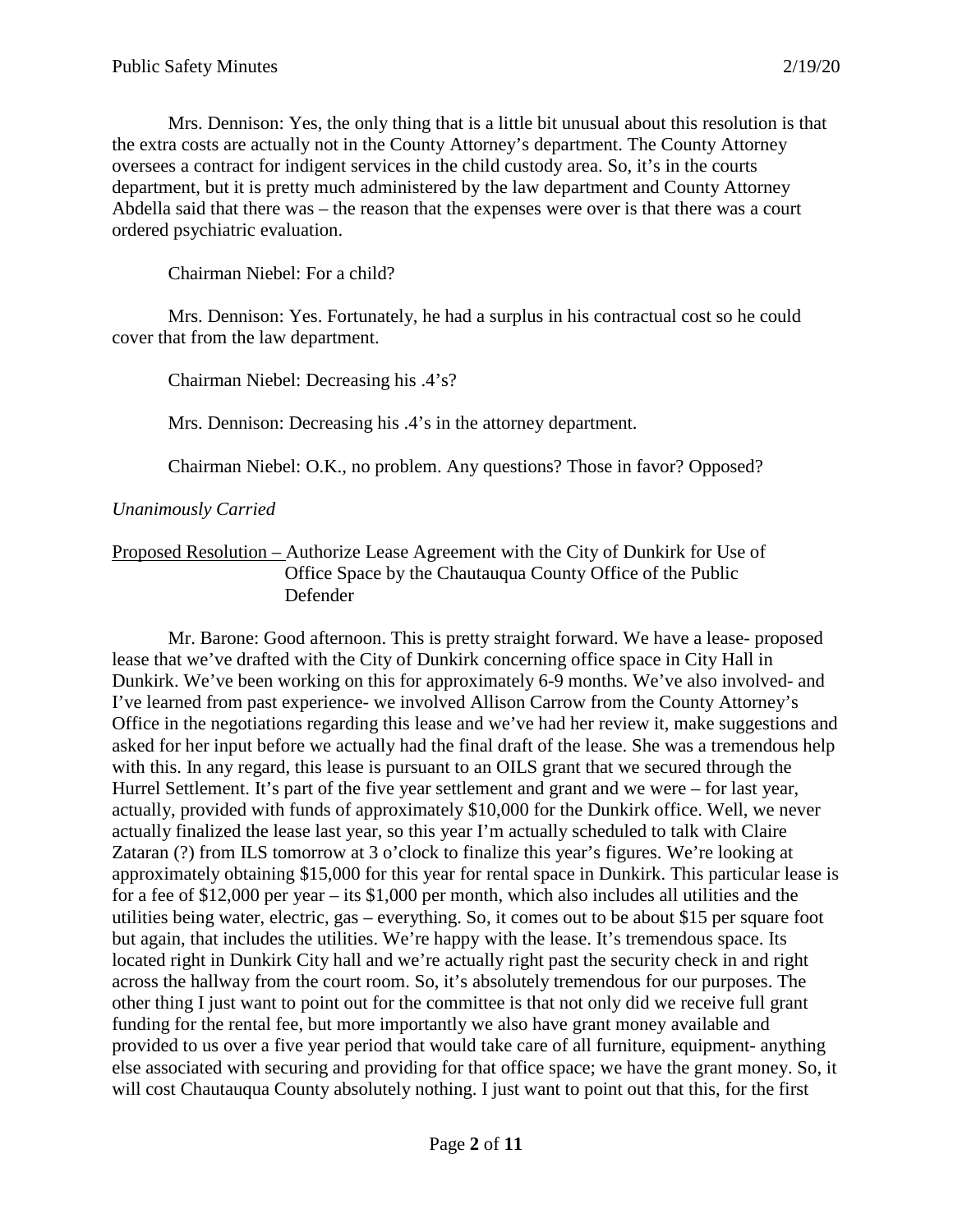Mrs. Dennison: Yes, the only thing that is a little bit unusual about this resolution is that the extra costs are actually not in the County Attorney's department. The County Attorney oversees a contract for indigent services in the child custody area. So, it's in the courts department, but it is pretty much administered by the law department and County Attorney Abdella said that there was – the reason that the expenses were over is that there was a court ordered psychiatric evaluation.

Chairman Niebel: For a child?

Mrs. Dennison: Yes. Fortunately, he had a surplus in his contractual cost so he could cover that from the law department.

Chairman Niebel: Decreasing his .4's?

Mrs. Dennison: Decreasing his .4's in the attorney department.

Chairman Niebel: O.K., no problem. Any questions? Those in favor? Opposed?

*Unanimously Carried*

Proposed Resolution – Authorize Lease Agreement with the City of Dunkirk for Use of Office Space by the Chautauqua County Office of the Public Defender

Mr. Barone: Good afternoon. This is pretty straight forward. We have a lease- proposed lease that we've drafted with the City of Dunkirk concerning office space in City Hall in Dunkirk. We've been working on this for approximately 6-9 months. We've also involved- and I've learned from past experience- we involved Allison Carrow from the County Attorney's Office in the negotiations regarding this lease and we've had her review it, make suggestions and asked for her input before we actually had the final draft of the lease. She was a tremendous help with this. In any regard, this lease is pursuant to an OILS grant that we secured through the Hurrel Settlement. It's part of the five year settlement and grant and we were – for last year, actually, provided with funds of approximately $10,000 for the Dunkirk office. Well, we never actually finalized the lease last year, so this year I'm actually scheduled to talk with Claire Zataran (?) from ILS tomorrow at 3 o'clock to finalize this year's figures. We're looking at approximately obtaining $15,000 for this year for rental space in Dunkirk. This particular lease is for a fee of $12,000 per year – its $1,000 per month, which also includes all utilities and the utilities being water, electric, gas – everything. So, it comes out to be about $15 per square foot but again, that includes the utilities. We're happy with the lease. It's tremendous space. Its located right in Dunkirk City hall and we're actually right past the security check in and right across the hallway from the court room. So, it's absolutely tremendous for our purposes. The other thing I just want to point out for the committee is that not only did we receive full grant funding for the rental fee, but more importantly we also have grant money available and provided to us over a five year period that would take care of all furniture, equipment- anything else associated with securing and providing for that office space; we have the grant money. So, it will cost Chautauqua County absolutely nothing. I just want to point out that this, for the first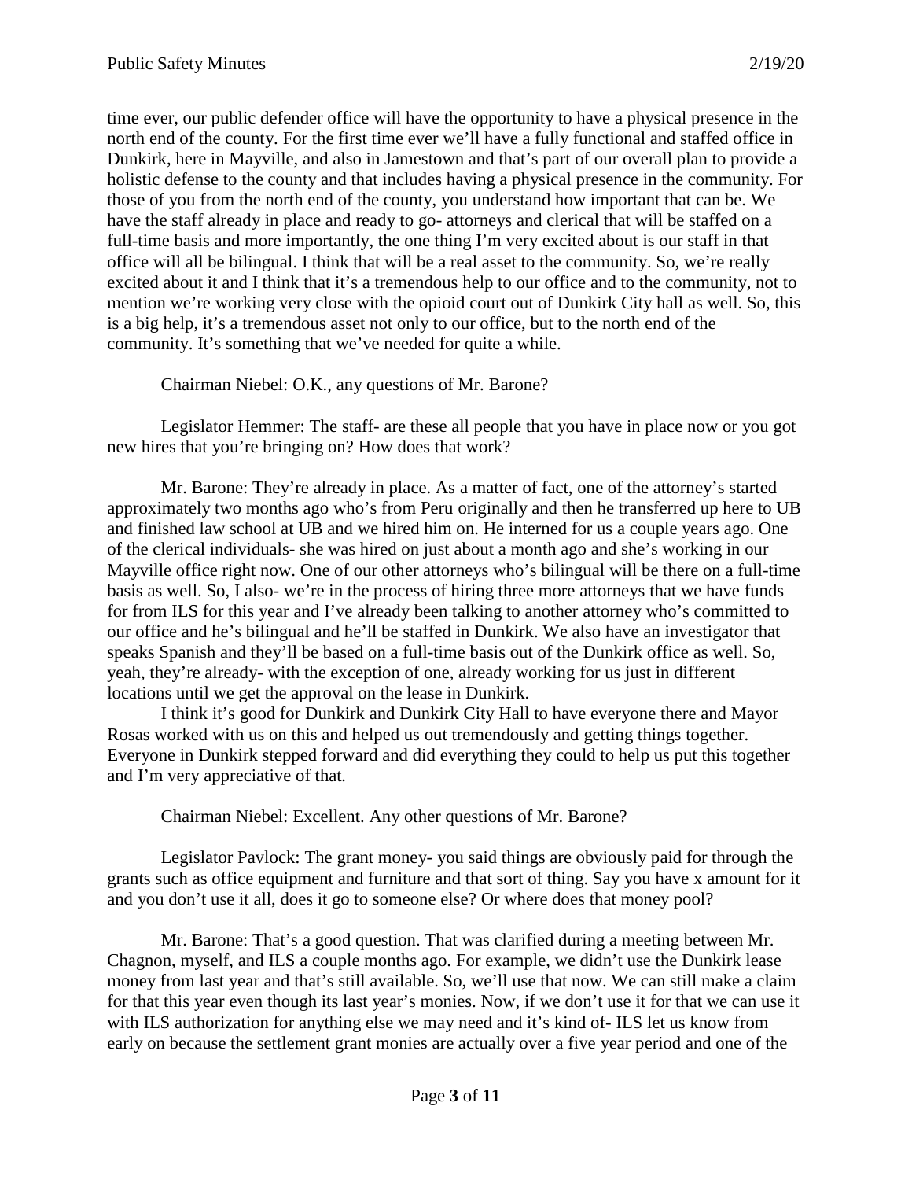time ever, our public defender office will have the opportunity to have a physical presence in the north end of the county. For the first time ever we'll have a fully functional and staffed office in Dunkirk, here in Mayville, and also in Jamestown and that's part of our overall plan to provide a holistic defense to the county and that includes having a physical presence in the community. For those of you from the north end of the county, you understand how important that can be. We have the staff already in place and ready to go- attorneys and clerical that will be staffed on a full-time basis and more importantly, the one thing I'm very excited about is our staff in that office will all be bilingual. I think that will be a real asset to the community. So, we're really excited about it and I think that it's a tremendous help to our office and to the community, not to mention we're working very close with the opioid court out of Dunkirk City hall as well. So, this is a big help, it's a tremendous asset not only to our office, but to the north end of the community. It's something that we've needed for quite a while.

Chairman Niebel: O.K., any questions of Mr. Barone?

Legislator Hemmer: The staff- are these all people that you have in place now or you got new hires that you're bringing on? How does that work?

Mr. Barone: They're already in place. As a matter of fact, one of the attorney's started approximately two months ago who's from Peru originally and then he transferred up here to UB and finished law school at UB and we hired him on. He interned for us a couple years ago. One of the clerical individuals- she was hired on just about a month ago and she's working in our Mayville office right now. One of our other attorneys who's bilingual will be there on a full-time basis as well. So, I also- we're in the process of hiring three more attorneys that we have funds for from ILS for this year and I've already been talking to another attorney who's committed to our office and he's bilingual and he'll be staffed in Dunkirk. We also have an investigator that speaks Spanish and they'll be based on a full-time basis out of the Dunkirk office as well. So, yeah, they're already- with the exception of one, already working for us just in different locations until we get the approval on the lease in Dunkirk.

I think it's good for Dunkirk and Dunkirk City Hall to have everyone there and Mayor Rosas worked with us on this and helped us out tremendously and getting things together. Everyone in Dunkirk stepped forward and did everything they could to help us put this together and I'm very appreciative of that.

Chairman Niebel: Excellent. Any other questions of Mr. Barone?

Legislator Pavlock: The grant money- you said things are obviously paid for through the grants such as office equipment and furniture and that sort of thing. Say you have x amount for it and you don't use it all, does it go to someone else? Or where does that money pool?

Mr. Barone: That's a good question. That was clarified during a meeting between Mr. Chagnon, myself, and ILS a couple months ago. For example, we didn't use the Dunkirk lease money from last year and that's still available. So, we'll use that now. We can still make a claim for that this year even though its last year's monies. Now, if we don't use it for that we can use it with ILS authorization for anything else we may need and it's kind of- ILS let us know from early on because the settlement grant monies are actually over a five year period and one of the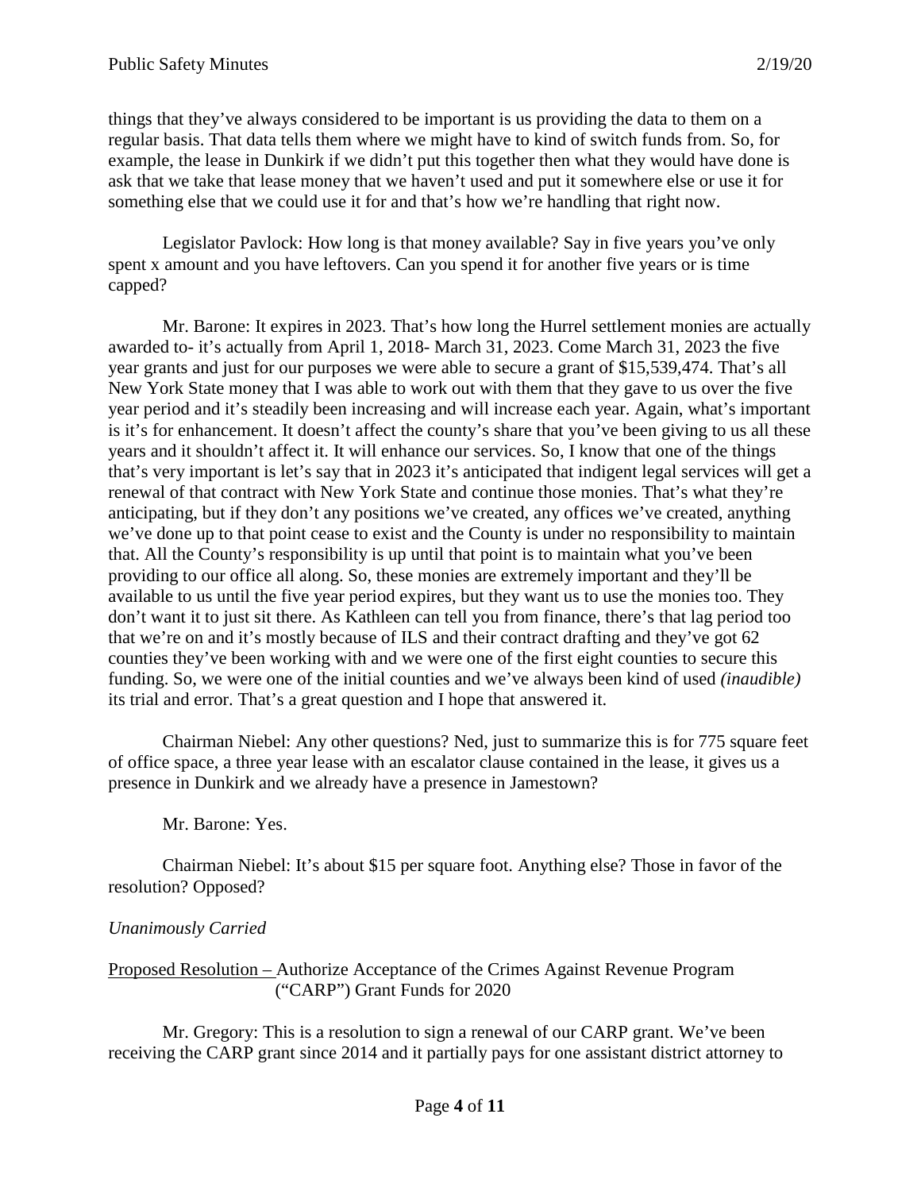things that they've always considered to be important is us providing the data to them on a regular basis. That data tells them where we might have to kind of switch funds from. So, for example, the lease in Dunkirk if we didn't put this together then what they would have done is ask that we take that lease money that we haven't used and put it somewhere else or use it for something else that we could use it for and that's how we're handling that right now.

Legislator Pavlock: How long is that money available? Say in five years you've only spent x amount and you have leftovers. Can you spend it for another five years or is time capped?

Mr. Barone: It expires in 2023. That's how long the Hurrel settlement monies are actually awarded to- it's actually from April 1, 2018- March 31, 2023. Come March 31, 2023 the five year grants and just for our purposes we were able to secure a grant of $15,539,474. That's all New York State money that I was able to work out with them that they gave to us over the five year period and it's steadily been increasing and will increase each year. Again, what's important is it's for enhancement. It doesn't affect the county's share that you've been giving to us all these years and it shouldn't affect it. It will enhance our services. So, I know that one of the things that's very important is let's say that in 2023 it's anticipated that indigent legal services will get a renewal of that contract with New York State and continue those monies. That's what they're anticipating, but if they don't any positions we've created, any offices we've created, anything we've done up to that point cease to exist and the County is under no responsibility to maintain that. All the County's responsibility is up until that point is to maintain what you've been providing to our office all along. So, these monies are extremely important and they'll be available to us until the five year period expires, but they want us to use the monies too. They don't want it to just sit there. As Kathleen can tell you from finance, there's that lag period too that we're on and it's mostly because of ILS and their contract drafting and they've got 62 counties they've been working with and we were one of the first eight counties to secure this funding. So, we were one of the initial counties and we've always been kind of used *(inaudible)* its trial and error. That's a great question and I hope that answered it.

Chairman Niebel: Any other questions? Ned, just to summarize this is for 775 square feet of office space, a three year lease with an escalator clause contained in the lease, it gives us a presence in Dunkirk and we already have a presence in Jamestown?

Mr. Barone: Yes.

Chairman Niebel: It's about $15 per square foot. Anything else? Those in favor of the resolution? Opposed?

*Unanimously Carried*

<u>Proposed Resolution –</u> Authorize Acceptance of the Crimes Against Revenue Program ("CARP") Grant Funds for 2020

Mr. Gregory: This is a resolution to sign a renewal of our CARP grant. We've been receiving the CARP grant since 2014 and it partially pays for one assistant district attorney to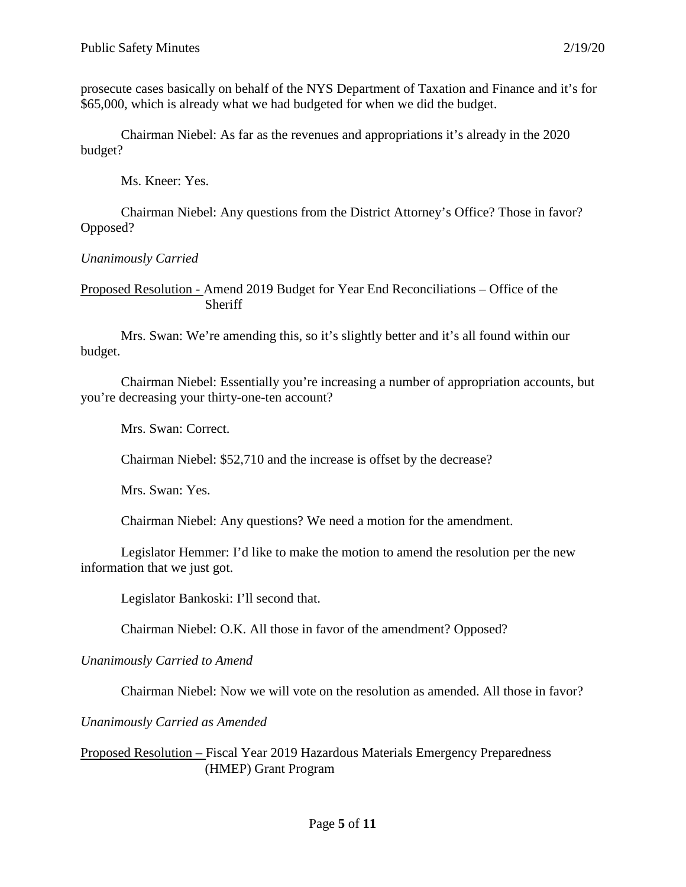prosecute cases basically on behalf of the NYS Department of Taxation and Finance and it's for $65,000, which is already what we had budgeted for when we did the budget.

Chairman Niebel: As far as the revenues and appropriations it's already in the 2020 budget?

Ms. Kneer: Yes.

Chairman Niebel: Any questions from the District Attorney's Office? Those in favor? Opposed?

*Unanimously Carried*

<u>Proposed Resolution -</u> Amend 2019 Budget for Year End Reconciliations – Office of the Sheriff

Mrs. Swan: We're amending this, so it's slightly better and it's all found within our budget.

Chairman Niebel: Essentially you're increasing a number of appropriation accounts, but you're decreasing your thirty-one-ten account?

Mrs. Swan: Correct.

Chairman Niebel: $52,710 and the increase is offset by the decrease?

Mrs. Swan: Yes.

Chairman Niebel: Any questions? We need a motion for the amendment.

Legislator Hemmer: I'd like to make the motion to amend the resolution per the new information that we just got.

Legislator Bankoski: I'll second that.

Chairman Niebel: O.K. All those in favor of the amendment? Opposed?

*Unanimously Carried to Amend*

Chairman Niebel: Now we will vote on the resolution as amended. All those in favor?

*Unanimously Carried as Amended*

<u>Proposed Resolution –</u> Fiscal Year 2019 Hazardous Materials Emergency Preparedness (HMEP) Grant Program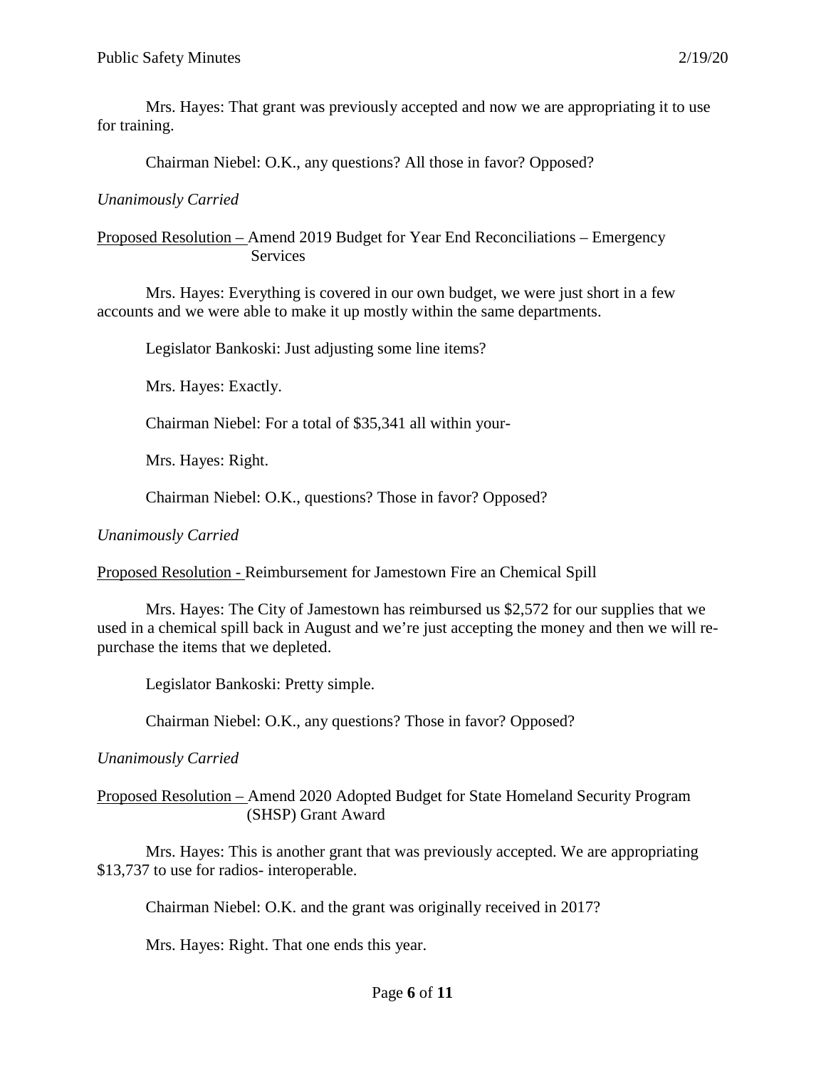Mrs. Hayes: That grant was previously accepted and now we are appropriating it to use for training.

Chairman Niebel: O.K., any questions? All those in favor? Opposed?

*Unanimously Carried*

Proposed Resolution – Amend 2019 Budget for Year End Reconciliations – Emergency Services

Mrs. Hayes: Everything is covered in our own budget, we were just short in a few accounts and we were able to make it up mostly within the same departments.

Legislator Bankoski: Just adjusting some line items?

Mrs. Hayes: Exactly.

Chairman Niebel: For a total of $35,341 all within your-

Mrs. Hayes: Right.

Chairman Niebel: O.K., questions? Those in favor? Opposed?

*Unanimously Carried*

Proposed Resolution - Reimbursement for Jamestown Fire an Chemical Spill

Mrs. Hayes: The City of Jamestown has reimbursed us $2,572 for our supplies that we used in a chemical spill back in August and we're just accepting the money and then we will re-purchase the items that we depleted.

Legislator Bankoski: Pretty simple.

Chairman Niebel: O.K., any questions? Those in favor? Opposed?

*Unanimously Carried*

Proposed Resolution – Amend 2020 Adopted Budget for State Homeland Security Program (SHSP) Grant Award

Mrs. Hayes: This is another grant that was previously accepted. We are appropriating $13,737 to use for radios- interoperable.

Chairman Niebel: O.K. and the grant was originally received in 2017?

Mrs. Hayes: Right. That one ends this year.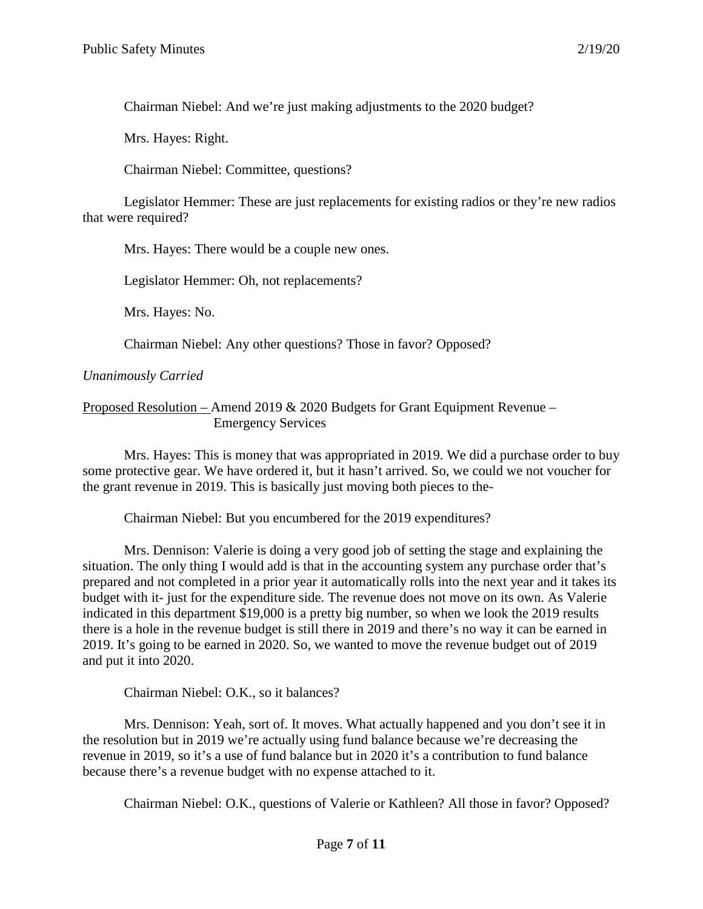Chairman Niebel: And we're just making adjustments to the 2020 budget?

Mrs. Hayes: Right.

Chairman Niebel: Committee, questions?

Legislator Hemmer: These are just replacements for existing radios or they're new radios that were required?

Mrs. Hayes: There would be a couple new ones.

Legislator Hemmer: Oh, not replacements?

Mrs. Hayes: No.

Chairman Niebel: Any other questions? Those in favor? Opposed?

*Unanimously Carried*

<u>Proposed Resolution –</u> Amend 2019 & 2020 Budgets for Grant Equipment Revenue – Emergency Services

Mrs. Hayes: This is money that was appropriated in 2019. We did a purchase order to buy some protective gear. We have ordered it, but it hasn't arrived. So, we could we not voucher for the grant revenue in 2019. This is basically just moving both pieces to the-

Chairman Niebel: But you encumbered for the 2019 expenditures?

Mrs. Dennison: Valerie is doing a very good job of setting the stage and explaining the situation. The only thing I would add is that in the accounting system any purchase order that's prepared and not completed in a prior year it automatically rolls into the next year and it takes its budget with it- just for the expenditure side. The revenue does not move on its own. As Valerie indicated in this department $19,000 is a pretty big number, so when we look the 2019 results there is a hole in the revenue budget is still there in 2019 and there's no way it can be earned in 2019. It's going to be earned in 2020. So, we wanted to move the revenue budget out of 2019 and put it into 2020.

Chairman Niebel: O.K., so it balances?

Mrs. Dennison: Yeah, sort of. It moves. What actually happened and you don't see it in the resolution but in 2019 we're actually using fund balance because we're decreasing the revenue in 2019, so it's a use of fund balance but in 2020 it's a contribution to fund balance because there's a revenue budget with no expense attached to it.

Chairman Niebel: O.K., questions of Valerie or Kathleen? All those in favor? Opposed?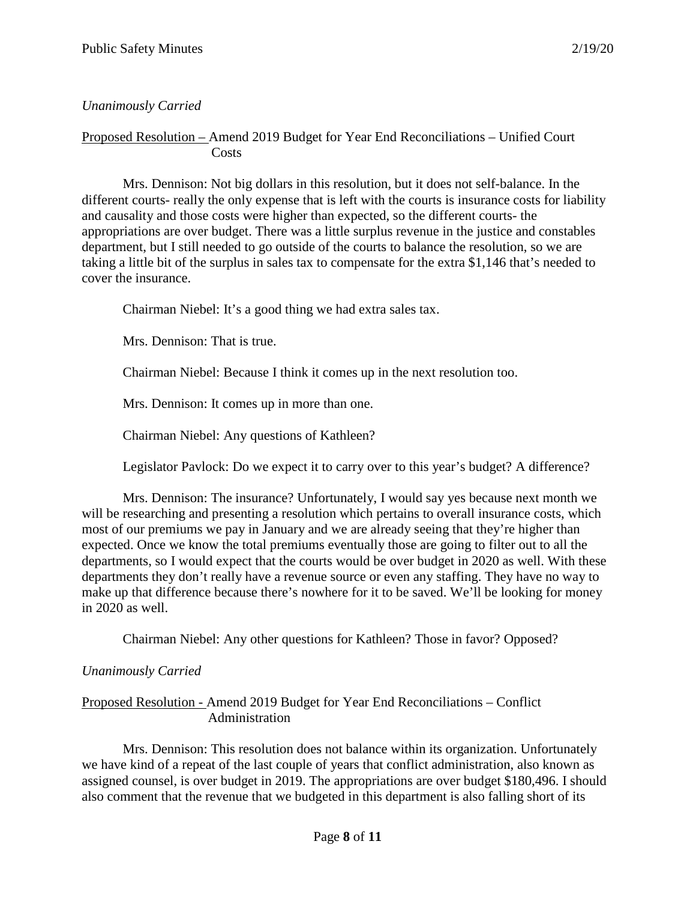*Unanimously Carried*

Proposed Resolution – Amend 2019 Budget for Year End Reconciliations – Unified Court Costs

Mrs. Dennison: Not big dollars in this resolution, but it does not self-balance. In the different courts- really the only expense that is left with the courts is insurance costs for liability and causality and those costs were higher than expected, so the different courts- the appropriations are over budget. There was a little surplus revenue in the justice and constables department, but I still needed to go outside of the courts to balance the resolution, so we are taking a little bit of the surplus in sales tax to compensate for the extra $1,146 that's needed to cover the insurance.

Chairman Niebel: It's a good thing we had extra sales tax.

Mrs. Dennison: That is true.

Chairman Niebel: Because I think it comes up in the next resolution too.

Mrs. Dennison: It comes up in more than one.

Chairman Niebel: Any questions of Kathleen?

Legislator Pavlock: Do we expect it to carry over to this year's budget? A difference?

Mrs. Dennison: The insurance? Unfortunately, I would say yes because next month we will be researching and presenting a resolution which pertains to overall insurance costs, which most of our premiums we pay in January and we are already seeing that they're higher than expected. Once we know the total premiums eventually those are going to filter out to all the departments, so I would expect that the courts would be over budget in 2020 as well. With these departments they don't really have a revenue source or even any staffing. They have no way to make up that difference because there's nowhere for it to be saved. We'll be looking for money in 2020 as well.

Chairman Niebel: Any other questions for Kathleen? Those in favor? Opposed?

*Unanimously Carried*

Proposed Resolution - Amend 2019 Budget for Year End Reconciliations – Conflict Administration

Mrs. Dennison: This resolution does not balance within its organization. Unfortunately we have kind of a repeat of the last couple of years that conflict administration, also known as assigned counsel, is over budget in 2019. The appropriations are over budget $180,496. I should also comment that the revenue that we budgeted in this department is also falling short of its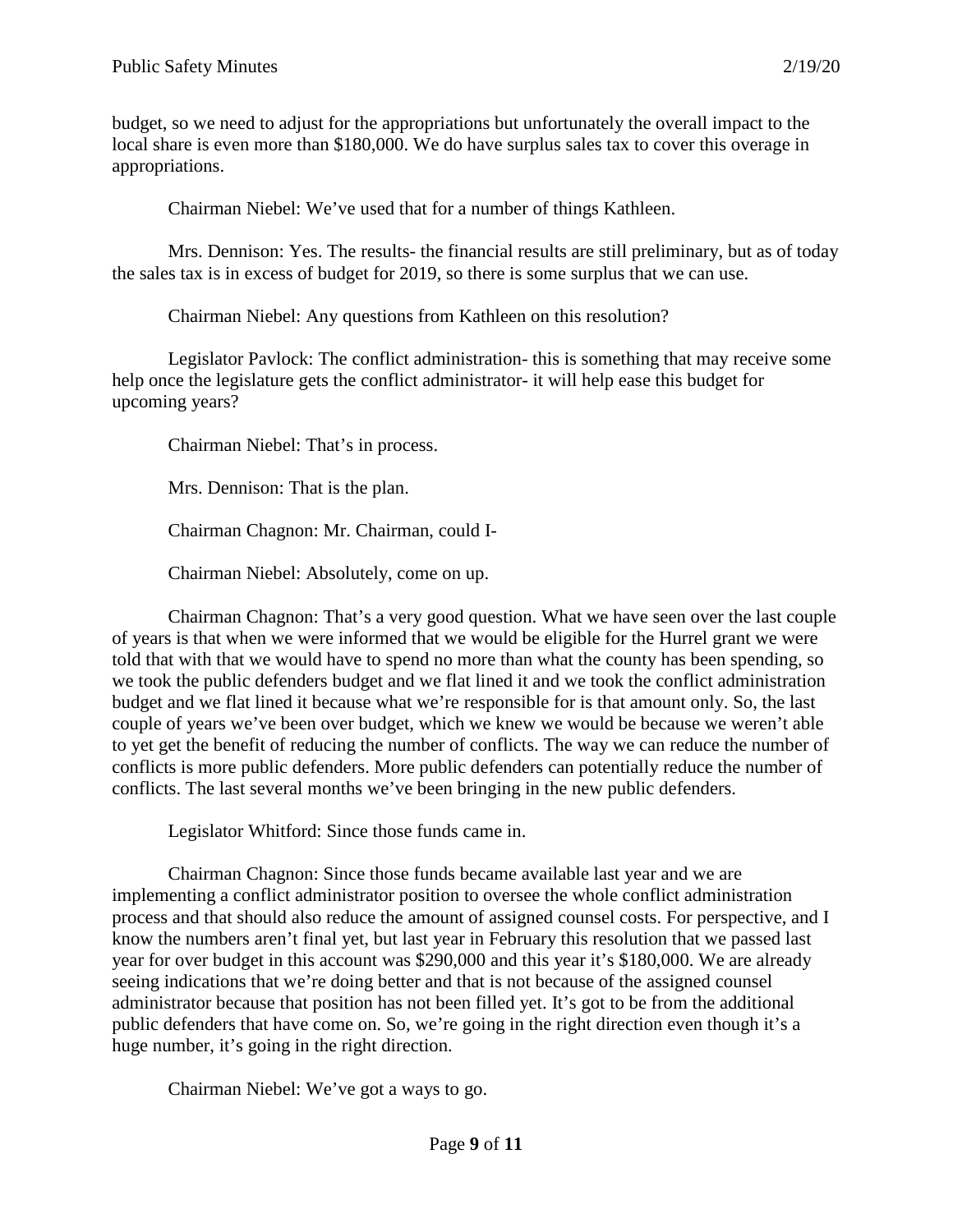budget, so we need to adjust for the appropriations but unfortunately the overall impact to the local share is even more than $180,000. We do have surplus sales tax to cover this overage in appropriations.

Chairman Niebel: We've used that for a number of things Kathleen.

Mrs. Dennison: Yes. The results- the financial results are still preliminary, but as of today the sales tax is in excess of budget for 2019, so there is some surplus that we can use.

Chairman Niebel: Any questions from Kathleen on this resolution?

Legislator Pavlock: The conflict administration- this is something that may receive some help once the legislature gets the conflict administrator- it will help ease this budget for upcoming years?

Chairman Niebel: That's in process.

Mrs. Dennison: That is the plan.

Chairman Chagnon: Mr. Chairman, could I-

Chairman Niebel: Absolutely, come on up.

Chairman Chagnon: That's a very good question. What we have seen over the last couple of years is that when we were informed that we would be eligible for the Hurrel grant we were told that with that we would have to spend no more than what the county has been spending, so we took the public defenders budget and we flat lined it and we took the conflict administration budget and we flat lined it because what we're responsible for is that amount only. So, the last couple of years we've been over budget, which we knew we would be because we weren't able to yet get the benefit of reducing the number of conflicts. The way we can reduce the number of conflicts is more public defenders. More public defenders can potentially reduce the number of conflicts. The last several months we've been bringing in the new public defenders.

Legislator Whitford: Since those funds came in.

Chairman Chagnon: Since those funds became available last year and we are implementing a conflict administrator position to oversee the whole conflict administration process and that should also reduce the amount of assigned counsel costs. For perspective, and I know the numbers aren't final yet, but last year in February this resolution that we passed last year for over budget in this account was $290,000 and this year it's $180,000. We are already seeing indications that we're doing better and that is not because of the assigned counsel administrator because that position has not been filled yet. It's got to be from the additional public defenders that have come on. So, we're going in the right direction even though it's a huge number, it's going in the right direction.

Chairman Niebel: We've got a ways to go.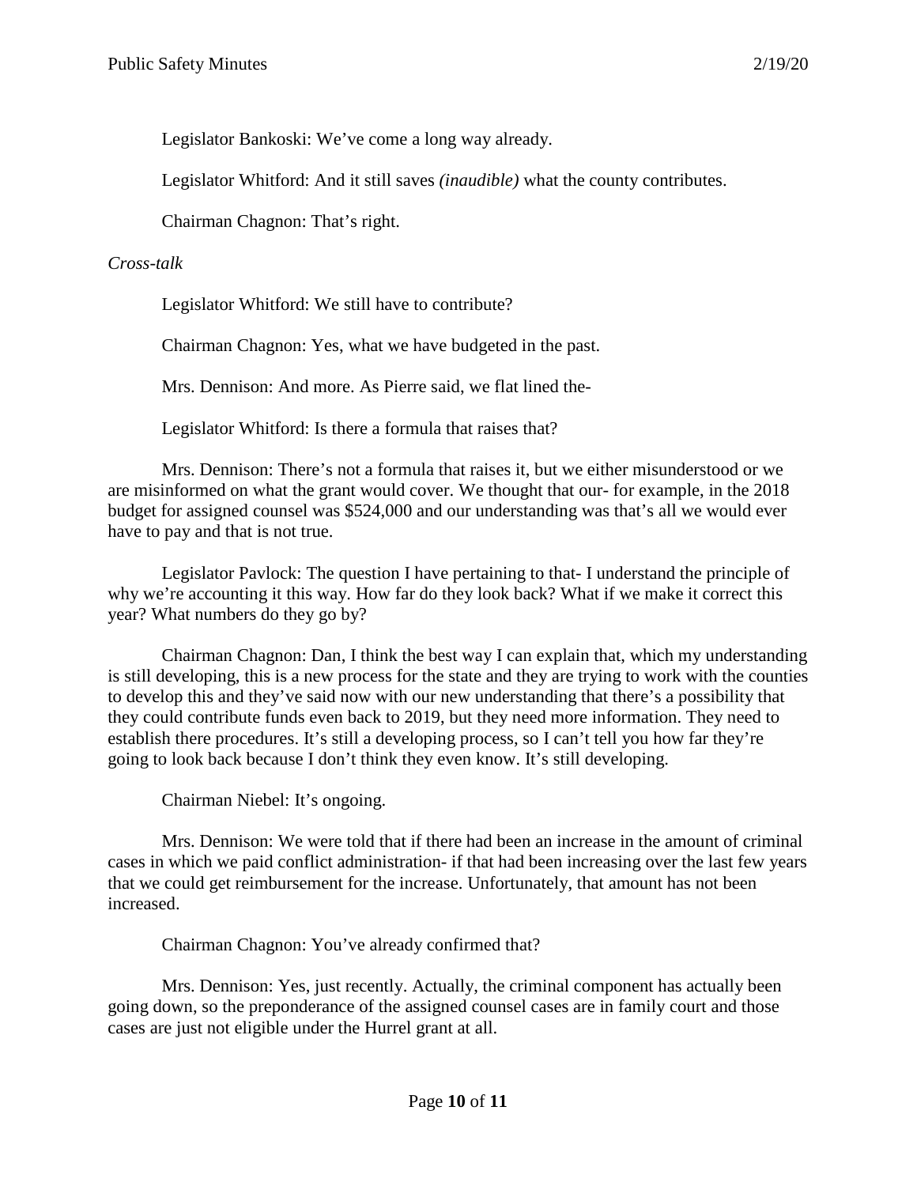Legislator Bankoski: We've come a long way already.

Legislator Whitford: And it still saves *(inaudible)* what the county contributes.

Chairman Chagnon: That's right.

*Cross-talk*

Legislator Whitford: We still have to contribute?

Chairman Chagnon: Yes, what we have budgeted in the past.

Mrs. Dennison: And more. As Pierre said, we flat lined the-

Legislator Whitford: Is there a formula that raises that?

Mrs. Dennison: There's not a formula that raises it, but we either misunderstood or we are misinformed on what the grant would cover. We thought that our- for example, in the 2018 budget for assigned counsel was $524,000 and our understanding was that's all we would ever have to pay and that is not true.

Legislator Pavlock: The question I have pertaining to that- I understand the principle of why we're accounting it this way. How far do they look back? What if we make it correct this year? What numbers do they go by?

Chairman Chagnon: Dan, I think the best way I can explain that, which my understanding is still developing, this is a new process for the state and they are trying to work with the counties to develop this and they've said now with our new understanding that there's a possibility that they could contribute funds even back to 2019, but they need more information. They need to establish there procedures. It's still a developing process, so I can't tell you how far they're going to look back because I don't think they even know. It's still developing.

Chairman Niebel: It's ongoing.

Mrs. Dennison: We were told that if there had been an increase in the amount of criminal cases in which we paid conflict administration- if that had been increasing over the last few years that we could get reimbursement for the increase. Unfortunately, that amount has not been increased.

Chairman Chagnon: You've already confirmed that?

Mrs. Dennison: Yes, just recently. Actually, the criminal component has actually been going down, so the preponderance of the assigned counsel cases are in family court and those cases are just not eligible under the Hurrel grant at all.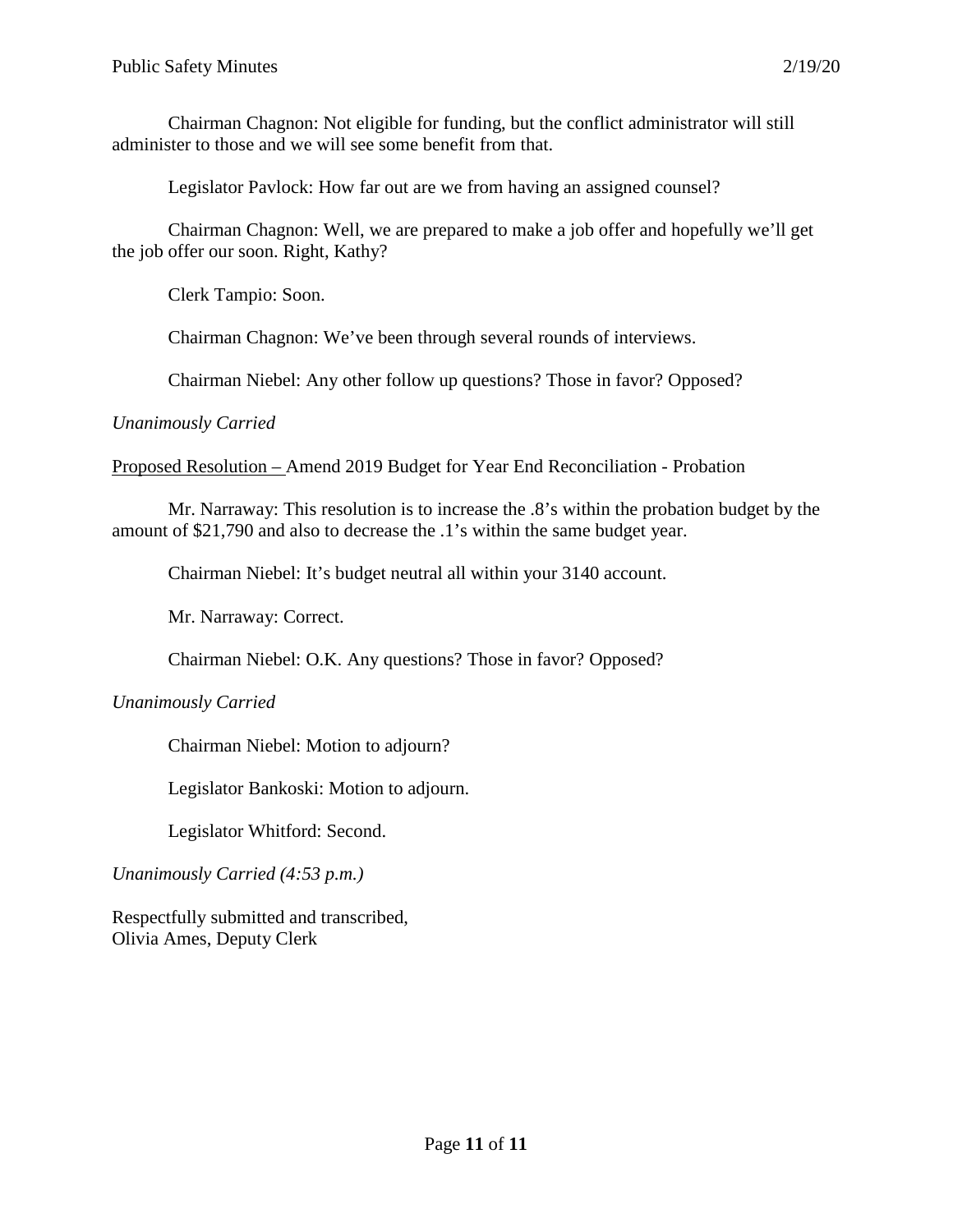Chairman Chagnon: Not eligible for funding, but the conflict administrator will still administer to those and we will see some benefit from that.

Legislator Pavlock: How far out are we from having an assigned counsel?

Chairman Chagnon: Well, we are prepared to make a job offer and hopefully we'll get the job offer our soon. Right, Kathy?

Clerk Tampio: Soon.

Chairman Chagnon: We've been through several rounds of interviews.

Chairman Niebel: Any other follow up questions? Those in favor? Opposed?

*Unanimously Carried*

<u>Proposed Resolution –</u> Amend 2019 Budget for Year End Reconciliation - Probation

Mr. Narraway: This resolution is to increase the .8's within the probation budget by the amount of $21,790 and also to decrease the .1's within the same budget year.

Chairman Niebel: It's budget neutral all within your 3140 account.

Mr. Narraway: Correct.

Chairman Niebel: O.K. Any questions? Those in favor? Opposed?

*Unanimously Carried*

Chairman Niebel: Motion to adjourn?

Legislator Bankoski: Motion to adjourn.

Legislator Whitford: Second.

*Unanimously Carried (4:53 p.m.)*

Respectfully submitted and transcribed,
Olivia Ames, Deputy Clerk